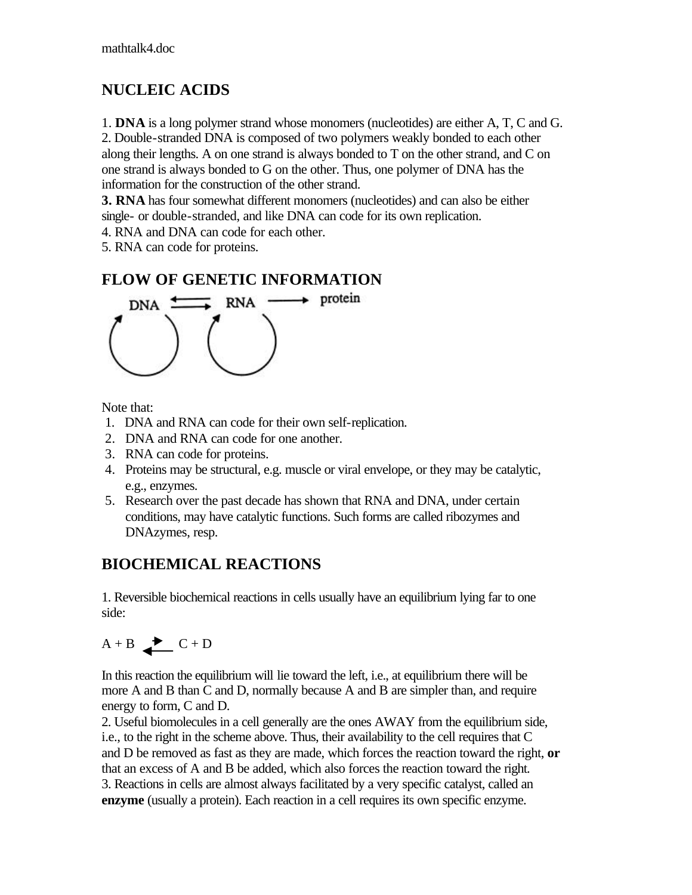## NUCLEIC ACIDS

1. **DNA** is a long polymer strand whose monomers (nucleotides) are either A, T, C and G.
2. Double-stranded DNA is composed of two polymers weakly bonded to each other along their lengths. A on one strand is always bonded to T on the other strand, and C on one strand is always bonded to G on the other. Thus, one polymer of DNA has the information for the construction of the other strand.
3. **RNA** has four somewhat different monomers (nucleotides) and can also be either single- or double-stranded, and like DNA can code for its own replication.
4. RNA and DNA can code for each other.
5. RNA can code for proteins.

## FLOW OF GENETIC INFORMATION

$$DNA \rightleftharpoons RNA \longrightarrow protein$$

Note that:

1. DNA and RNA can code for their own self-replication.
2. DNA and RNA can code for one another.
3. RNA can code for proteins.
4. Proteins may be structural, e.g. muscle or viral envelope, or they may be catalytic, e.g., enzymes.
5. Research over the past decade has shown that RNA and DNA, under certain conditions, may have catalytic functions. Such forms are called ribozymes and DNAzymes, resp.

## BIOCHEMICAL REACTIONS

1. Reversible biochemical reactions in cells usually have an equilibrium lying far to one side:

$$A + B \rightleftharpoons C + D$$

In this reaction the equilibrium will lie toward the left, i.e., at equilibrium there will be more A and B than C and D, normally because A and B are simpler than, and require energy to form, C and D.
2. Useful biomolecules in a cell generally are the ones AWAY from the equilibrium side, i.e., to the right in the scheme above. Thus, their availability to the cell requires that C and D be removed as fast as they are made, which forces the reaction toward the right, **or** that an excess of A and B be added, which also forces the reaction toward the right.
3. Reactions in cells are almost always facilitated by a very specific catalyst, called an **enzyme** (usually a protein). Each reaction in a cell requires its own specific enzyme.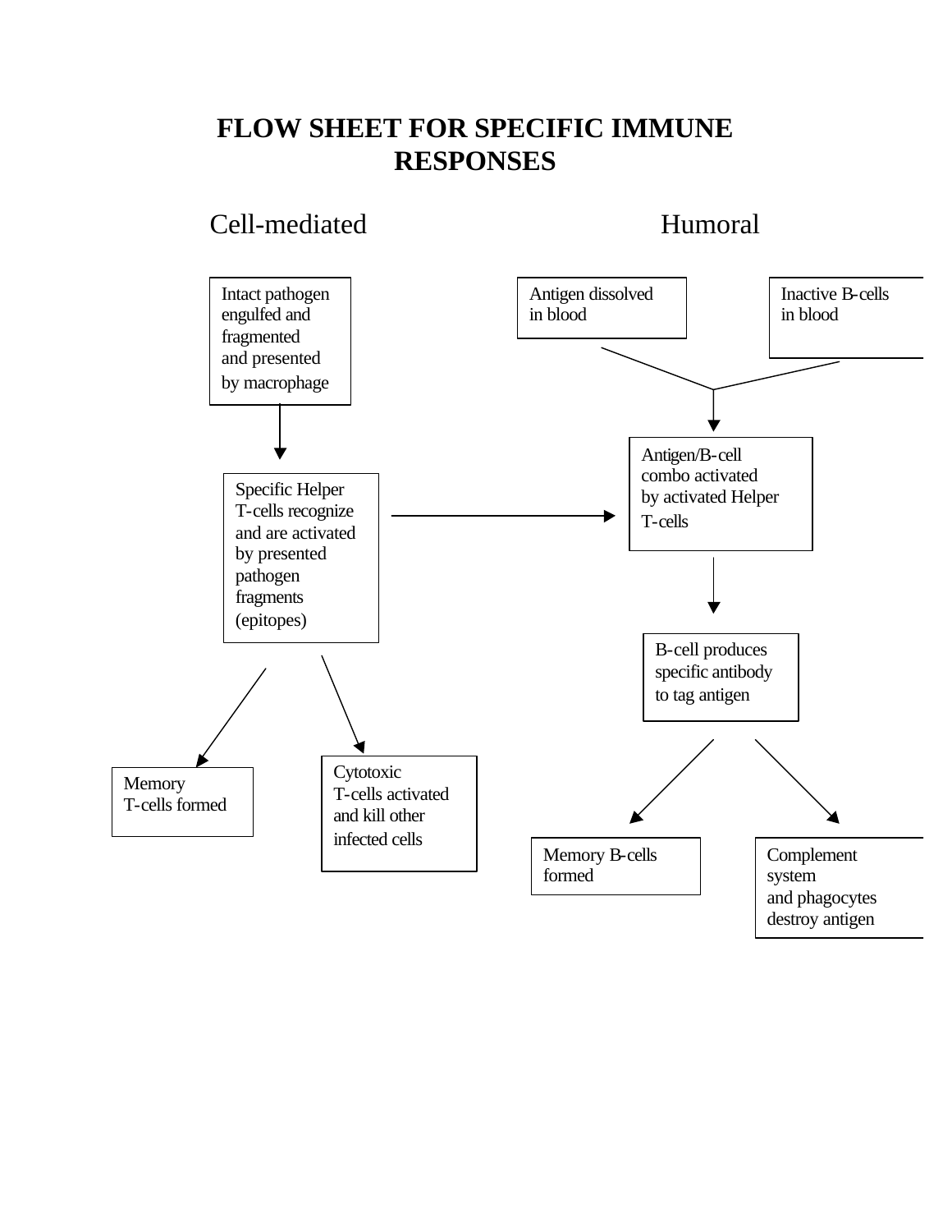# FLOW SHEET FOR SPECIFIC IMMUNE RESPONSES

## Cell-mediated

Intact pathogen engulfed and fragmented and presented by macrophage

↓

Specific Helper T-cells recognize and are activated by presented pathogen fragments (epitopes)

↓

- Memory T-cells formed
- Cytotoxic T-cells activated and kill other infected cells

## Humoral

Antigen dissolved in blood

Inactive B-cells in blood

↓

Antigen/B-cell combo activated by activated Helper T-cells

↓

B-cell produces specific antibody to tag antigen

↓

- Memory B-cells formed
- Complement system and phagocytes destroy antigen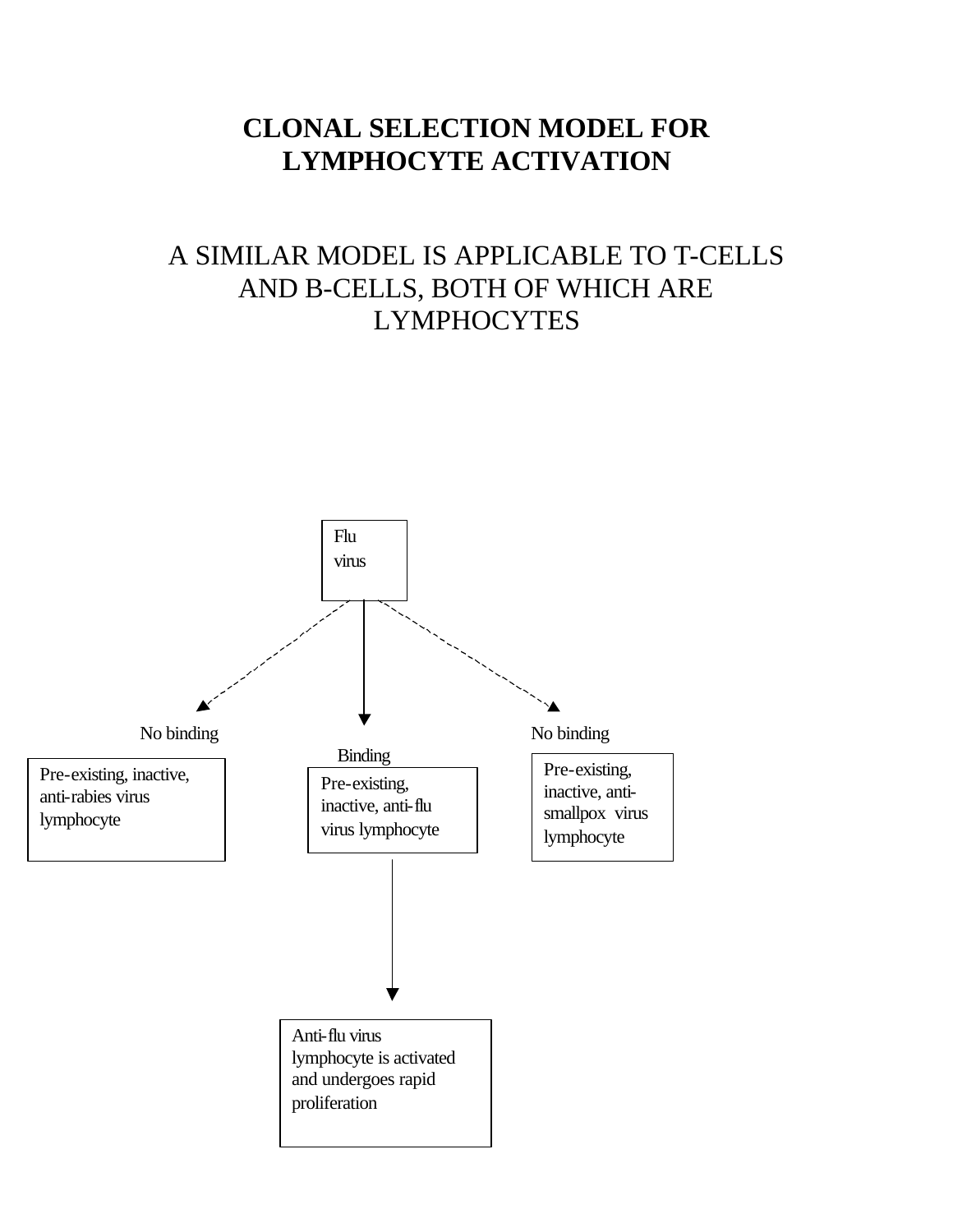# CLONAL SELECTION MODEL FOR LYMPHOCYTE ACTIVATION

A SIMILAR MODEL IS APPLICABLE TO T-CELLS AND B-CELLS, BOTH OF WHICH ARE LYMPHOCYTES

Flu virus

No binding

Binding

No binding

Pre-existing, inactive, anti-rabies virus lymphocyte

Pre-existing, inactive, anti-flu virus lymphocyte

Pre-existing, inactive, anti-smallpox virus lymphocyte

Anti-flu virus lymphocyte is activated and undergoes rapid proliferation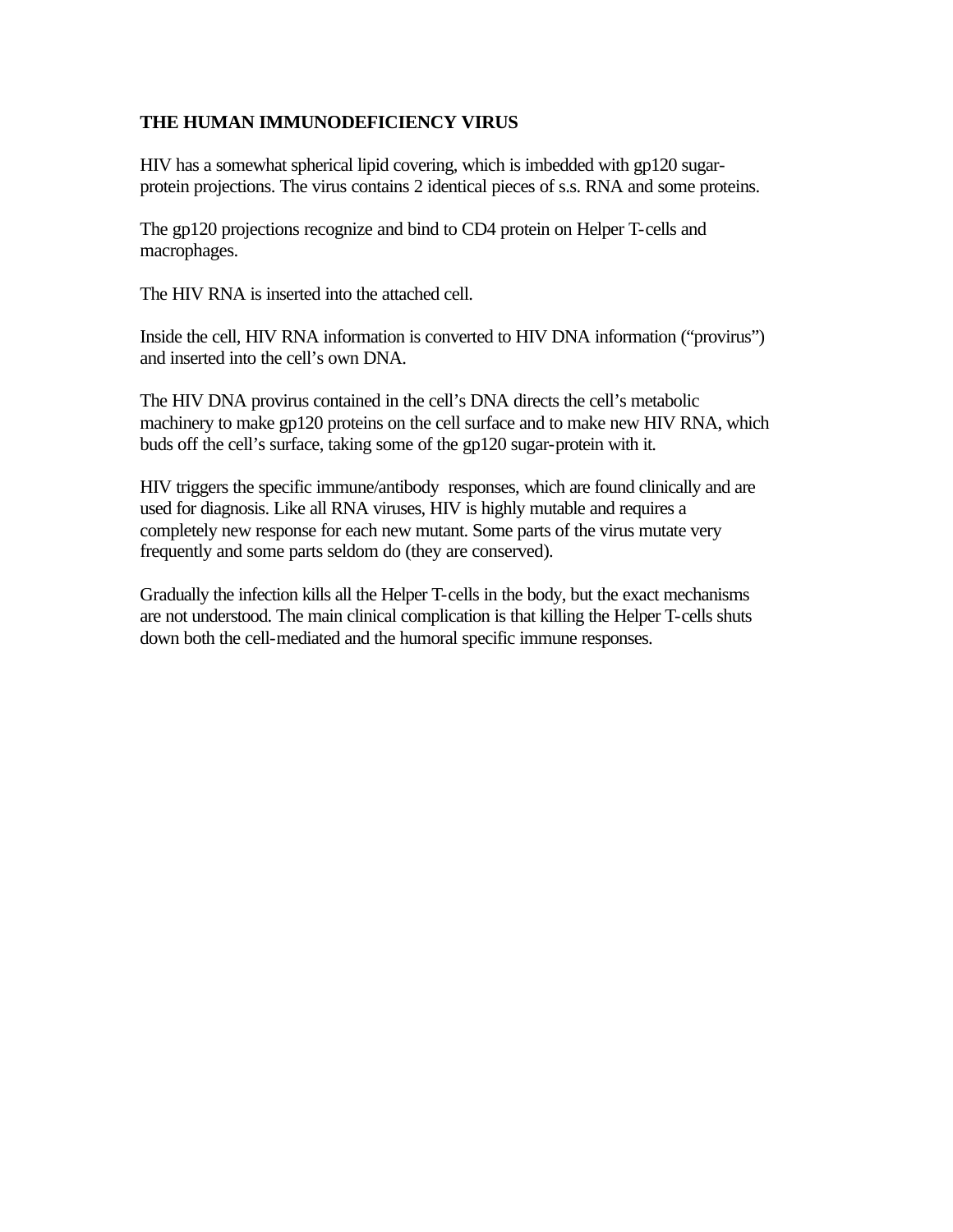**THE HUMAN IMMUNODEFICIENCY VIRUS**

HIV has a somewhat spherical lipid covering, which is imbedded with gp120 sugar-protein projections. The virus contains 2 identical pieces of s.s. RNA and some proteins.

The gp120 projections recognize and bind to CD4 protein on Helper T-cells and macrophages.

The HIV RNA is inserted into the attached cell.

Inside the cell, HIV RNA information is converted to HIV DNA information ("provirus") and inserted into the cell's own DNA.

The HIV DNA provirus contained in the cell's DNA directs the cell's metabolic machinery to make gp120 proteins on the cell surface and to make new HIV RNA, which buds off the cell's surface, taking some of the gp120 sugar-protein with it.

HIV triggers the specific immune/antibody responses, which are found clinically and are used for diagnosis. Like all RNA viruses, HIV is highly mutable and requires a completely new response for each new mutant. Some parts of the virus mutate very frequently and some parts seldom do (they are conserved).

Gradually the infection kills all the Helper T-cells in the body, but the exact mechanisms are not understood. The main clinical complication is that killing the Helper T-cells shuts down both the cell-mediated and the humoral specific immune responses.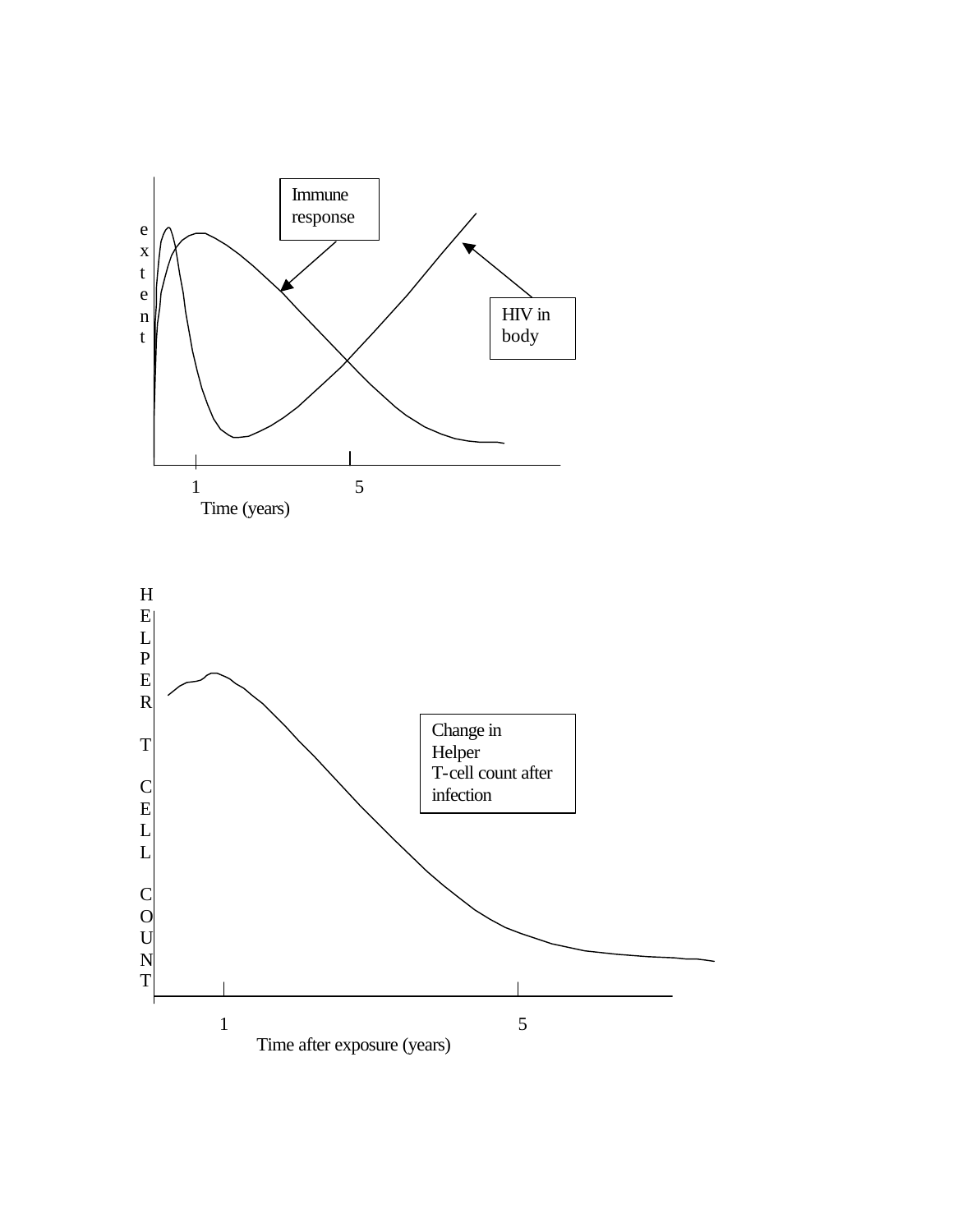Immune response

HIV in body

extent

1

5

Time (years)

HELPER T CELL COUNT

Change in Helper T-cell count after infection

1

5

Time after exposure (years)